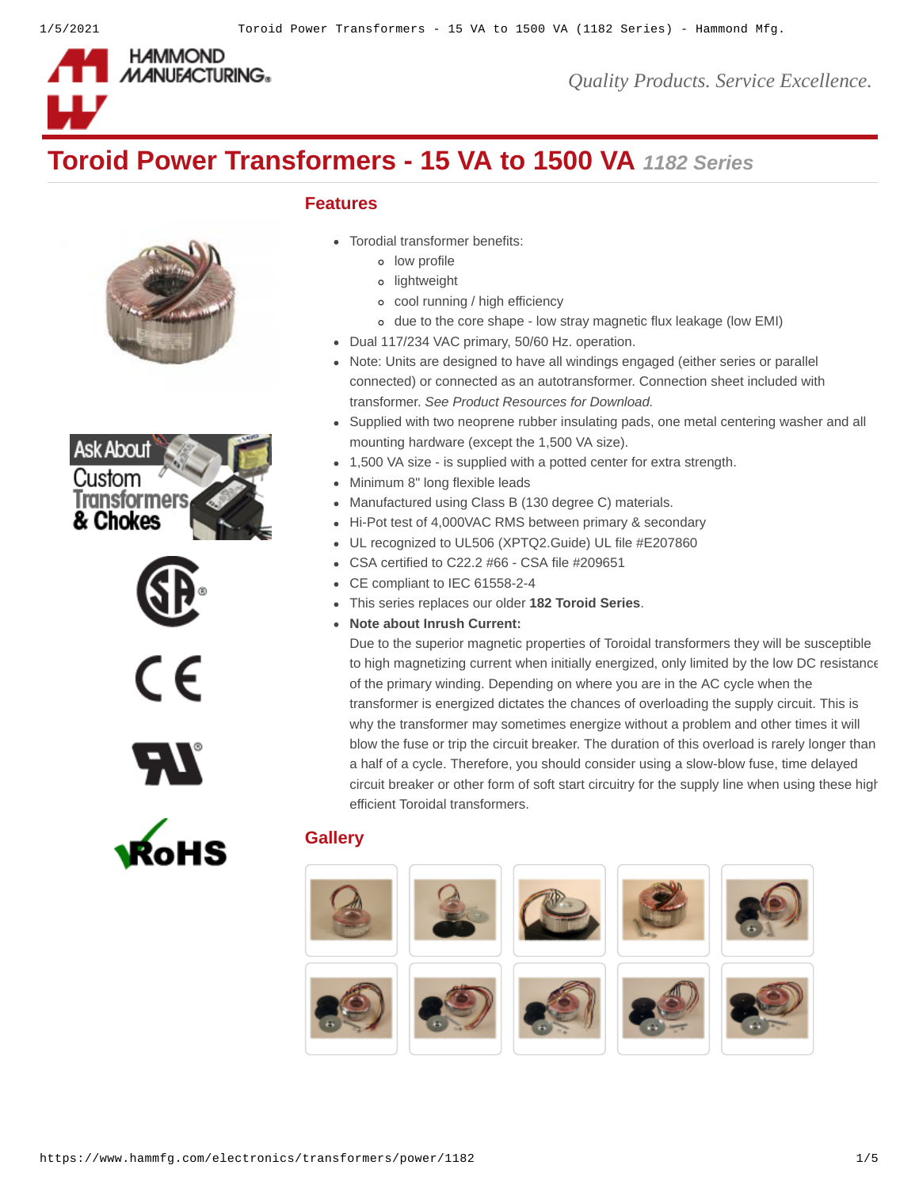HAMMOND MANUFACTURING

*Quality Products. Service Excellence.*

# Toroid Power Transformers - 15 VA to 1500 VA *1182 Series*

## Features

- Torodial transformer benefits:
  - low profile
  - lightweight
  - cool running / high efficiency
  - due to the core shape - low stray magnetic flux leakage (low EMI)
- Dual 117/234 VAC primary, 50/60 Hz. operation.
- Note: Units are designed to have all windings engaged (either series or parallel connected) or connected as an autotransformer. Connection sheet included with transformer. *See Product Resources for Download.*
- Supplied with two neoprene rubber insulating pads, one metal centering washer and all mounting hardware (except the 1,500 VA size).
- 1,500 VA size - is supplied with a potted center for extra strength.
- Minimum 8" long flexible leads
- Manufactured using Class B (130 degree C) materials.
- Hi-Pot test of 4,000VAC RMS between primary & secondary
- UL recognized to UL506 (XPTQ2.Guide) UL file #E207860
- CSA certified to C22.2 #66 - CSA file #209651
- CE compliant to IEC 61558-2-4
- This series replaces our older **182 Toroid Series**.
- **Note about Inrush Current:**
  Due to the superior magnetic properties of Toroidal transformers they will be susceptible to high magnetizing current when initially energized, only limited by the low DC resistance of the primary winding. Depending on where you are in the AC cycle when the transformer is energized dictates the chances of overloading the supply circuit. This is why the transformer may sometimes energize without a problem and other times it will blow the fuse or trip the circuit breaker. The duration of this overload is rarely longer than a half of a cycle. Therefore, you should consider using a slow-blow fuse, time delayed circuit breaker or other form of soft start circuitry for the supply line when using these high efficient Toroidal transformers.

Ask About Custom Transformers & Chokes

## Gallery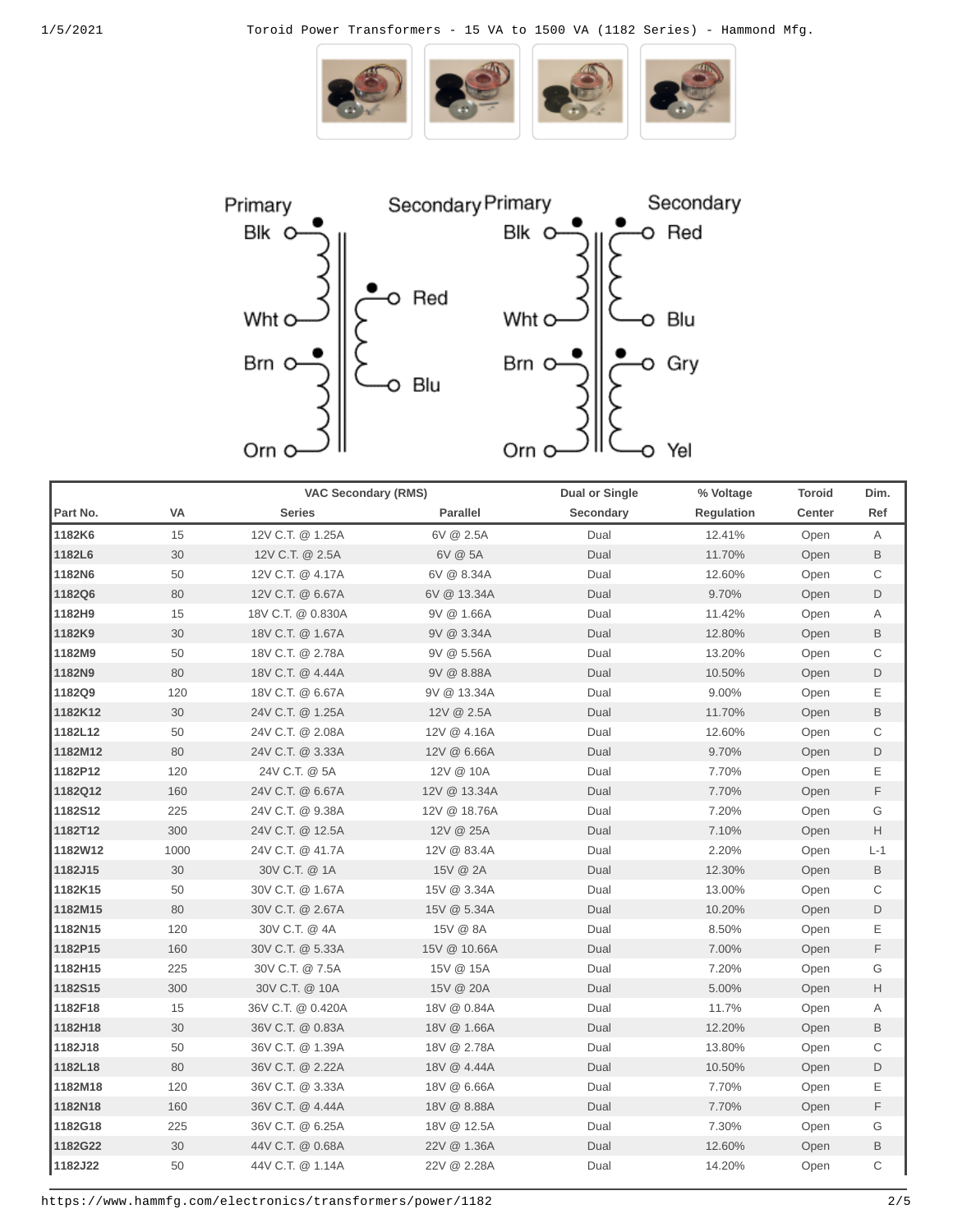| | | VAC Secondary (RMS) | | Dual or Single | % Voltage | Toroid | Dim. |
|---|---|---|---|---|---|---|---|
| Part No. | VA | Series | Parallel | Secondary | Regulation | Center | Ref |
| **1182K6** | 15 | 12V C.T. @ 1.25A | 6V @ 2.5A | Dual | 12.41% | Open | A |
| **1182L6** | 30 | 12V C.T. @ 2.5A | 6V @ 5A | Dual | 11.70% | Open | B |
| **1182N6** | 50 | 12V C.T. @ 4.17A | 6V @ 8.34A | Dual | 12.60% | Open | C |
| **1182Q6** | 80 | 12V C.T. @ 6.67A | 6V @ 13.34A | Dual | 9.70% | Open | D |
| **1182H9** | 15 | 18V C.T. @ 0.830A | 9V @ 1.66A | Dual | 11.42% | Open | A |
| **1182K9** | 30 | 18V C.T. @ 1.67A | 9V @ 3.34A | Dual | 12.80% | Open | B |
| **1182M9** | 50 | 18V C.T. @ 2.78A | 9V @ 5.56A | Dual | 13.20% | Open | C |
| **1182N9** | 80 | 18V C.T. @ 4.44A | 9V @ 8.88A | Dual | 10.50% | Open | D |
| **1182Q9** | 120 | 18V C.T. @ 6.67A | 9V @ 13.34A | Dual | 9.00% | Open | E |
| **1182K12** | 30 | 24V C.T. @ 1.25A | 12V @ 2.5A | Dual | 11.70% | Open | B |
| **1182L12** | 50 | 24V C.T. @ 2.08A | 12V @ 4.16A | Dual | 12.60% | Open | C |
| **1182M12** | 80 | 24V C.T. @ 3.33A | 12V @ 6.66A | Dual | 9.70% | Open | D |
| **1182P12** | 120 | 24V C.T. @ 5A | 12V @ 10A | Dual | 7.70% | Open | E |
| **1182Q12** | 160 | 24V C.T. @ 6.67A | 12V @ 13.34A | Dual | 7.70% | Open | F |
| **1182S12** | 225 | 24V C.T. @ 9.38A | 12V @ 18.76A | Dual | 7.20% | Open | G |
| **1182T12** | 300 | 24V C.T. @ 12.5A | 12V @ 25A | Dual | 7.10% | Open | H |
| **1182W12** | 1000 | 24V C.T. @ 41.7A | 12V @ 83.4A | Dual | 2.20% | Open | L-1 |
| **1182J15** | 30 | 30V C.T. @ 1A | 15V @ 2A | Dual | 12.30% | Open | B |
| **1182K15** | 50 | 30V C.T. @ 1.67A | 15V @ 3.34A | Dual | 13.00% | Open | C |
| **1182M15** | 80 | 30V C.T. @ 2.67A | 15V @ 5.34A | Dual | 10.20% | Open | D |
| **1182N15** | 120 | 30V C.T. @ 4A | 15V @ 8A | Dual | 8.50% | Open | E |
| **1182P15** | 160 | 30V C.T. @ 5.33A | 15V @ 10.66A | Dual | 7.00% | Open | F |
| **1182H15** | 225 | 30V C.T. @ 7.5A | 15V @ 15A | Dual | 7.20% | Open | G |
| **1182S15** | 300 | 30V C.T. @ 10A | 15V @ 20A | Dual | 5.00% | Open | H |
| **1182F18** | 15 | 36V C.T. @ 0.420A | 18V @ 0.84A | Dual | 11.7% | Open | A |
| **1182H18** | 30 | 36V C.T. @ 0.83A | 18V @ 1.66A | Dual | 12.20% | Open | B |
| **1182J18** | 50 | 36V C.T. @ 1.39A | 18V @ 2.78A | Dual | 13.80% | Open | C |
| **1182L18** | 80 | 36V C.T. @ 2.22A | 18V @ 4.44A | Dual | 10.50% | Open | D |
| **1182M18** | 120 | 36V C.T. @ 3.33A | 18V @ 6.66A | Dual | 7.70% | Open | E |
| **1182N18** | 160 | 36V C.T. @ 4.44A | 18V @ 8.88A | Dual | 7.70% | Open | F |
| **1182G18** | 225 | 36V C.T. @ 6.25A | 18V @ 12.5A | Dual | 7.30% | Open | G |
| **1182G22** | 30 | 44V C.T. @ 0.68A | 22V @ 1.36A | Dual | 12.60% | Open | B |
| **1182J22** | 50 | 44V C.T. @ 1.14A | 22V @ 2.28A | Dual | 14.20% | Open | C |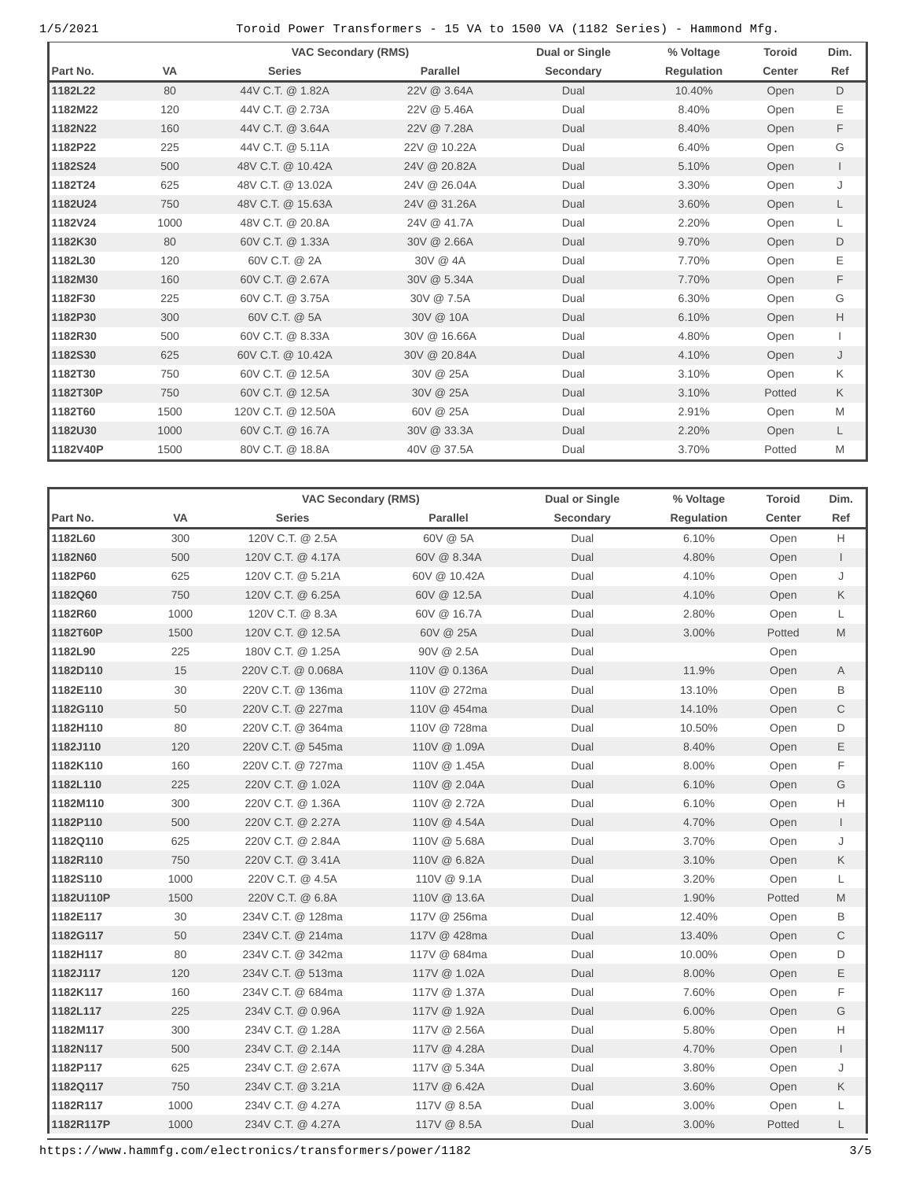| Part No. | VA | VAC Secondary (RMS) | | Dual or Single | % Voltage | Toroid | Dim. |
|---|---|---|---|---|---|---|---|
| | | Series | Parallel | Secondary | Regulation | Center | Ref |
| 1182L22 | 80 | 44V C.T. @ 1.82A | 22V @ 3.64A | Dual | 10.40% | Open | D |
| 1182M22 | 120 | 44V C.T. @ 2.73A | 22V @ 5.46A | Dual | 8.40% | Open | E |
| 1182N22 | 160 | 44V C.T. @ 3.64A | 22V @ 7.28A | Dual | 8.40% | Open | F |
| 1182P22 | 225 | 44V C.T. @ 5.11A | 22V @ 10.22A | Dual | 6.40% | Open | G |
| 1182S24 | 500 | 48V C.T. @ 10.42A | 24V @ 20.82A | Dual | 5.10% | Open | I |
| 1182T24 | 625 | 48V C.T. @ 13.02A | 24V @ 26.04A | Dual | 3.30% | Open | J |
| 1182U24 | 750 | 48V C.T. @ 15.63A | 24V @ 31.26A | Dual | 3.60% | Open | L |
| 1182V24 | 1000 | 48V C.T. @ 20.8A | 24V @ 41.7A | Dual | 2.20% | Open | L |
| 1182K30 | 80 | 60V C.T. @ 1.33A | 30V @ 2.66A | Dual | 9.70% | Open | D |
| 1182L30 | 120 | 60V C.T. @ 2A | 30V @ 4A | Dual | 7.70% | Open | E |
| 1182M30 | 160 | 60V C.T. @ 2.67A | 30V @ 5.34A | Dual | 7.70% | Open | F |
| 1182F30 | 225 | 60V C.T. @ 3.75A | 30V @ 7.5A | Dual | 6.30% | Open | G |
| 1182P30 | 300 | 60V C.T. @ 5A | 30V @ 10A | Dual | 6.10% | Open | H |
| 1182R30 | 500 | 60V C.T. @ 8.33A | 30V @ 16.66A | Dual | 4.80% | Open | I |
| 1182S30 | 625 | 60V C.T. @ 10.42A | 30V @ 20.84A | Dual | 4.10% | Open | J |
| 1182T30 | 750 | 60V C.T. @ 12.5A | 30V @ 25A | Dual | 3.10% | Open | K |
| 1182T30P | 750 | 60V C.T. @ 12.5A | 30V @ 25A | Dual | 3.10% | Potted | K |
| 1182T60 | 1500 | 120V C.T. @ 12.50A | 60V @ 25A | Dual | 2.91% | Open | M |
| 1182U30 | 1000 | 60V C.T. @ 16.7A | 30V @ 33.3A | Dual | 2.20% | Open | L |
| 1182V40P | 1500 | 80V C.T. @ 18.8A | 40V @ 37.5A | Dual | 3.70% | Potted | M |

| Part No. | VA | VAC Secondary (RMS) | | Dual or Single | % Voltage | Toroid | Dim. |
|---|---|---|---|---|---|---|---|
| | | Series | Parallel | Secondary | Regulation | Center | Ref |
| 1182L60 | 300 | 120V C.T. @ 2.5A | 60V @ 5A | Dual | 6.10% | Open | H |
| 1182N60 | 500 | 120V C.T. @ 4.17A | 60V @ 8.34A | Dual | 4.80% | Open | I |
| 1182P60 | 625 | 120V C.T. @ 5.21A | 60V @ 10.42A | Dual | 4.10% | Open | J |
| 1182Q60 | 750 | 120V C.T. @ 6.25A | 60V @ 12.5A | Dual | 4.10% | Open | K |
| 1182R60 | 1000 | 120V C.T. @ 8.3A | 60V @ 16.7A | Dual | 2.80% | Open | L |
| 1182T60P | 1500 | 120V C.T. @ 12.5A | 60V @ 25A | Dual | 3.00% | Potted | M |
| 1182L90 | 225 | 180V C.T. @ 1.25A | 90V @ 2.5A | Dual | | Open | |
| 1182D110 | 15 | 220V C.T. @ 0.068A | 110V @ 0.136A | Dual | 11.9% | Open | A |
| 1182E110 | 30 | 220V C.T. @ 136ma | 110V @ 272ma | Dual | 13.10% | Open | B |
| 1182G110 | 50 | 220V C.T. @ 227ma | 110V @ 454ma | Dual | 14.10% | Open | C |
| 1182H110 | 80 | 220V C.T. @ 364ma | 110V @ 728ma | Dual | 10.50% | Open | D |
| 1182J110 | 120 | 220V C.T. @ 545ma | 110V @ 1.09A | Dual | 8.40% | Open | E |
| 1182K110 | 160 | 220V C.T. @ 727ma | 110V @ 1.45A | Dual | 8.00% | Open | F |
| 1182L110 | 225 | 220V C.T. @ 1.02A | 110V @ 2.04A | Dual | 6.10% | Open | G |
| 1182M110 | 300 | 220V C.T. @ 1.36A | 110V @ 2.72A | Dual | 6.10% | Open | H |
| 1182P110 | 500 | 220V C.T. @ 2.27A | 110V @ 4.54A | Dual | 4.70% | Open | I |
| 1182Q110 | 625 | 220V C.T. @ 2.84A | 110V @ 5.68A | Dual | 3.70% | Open | J |
| 1182R110 | 750 | 220V C.T. @ 3.41A | 110V @ 6.82A | Dual | 3.10% | Open | K |
| 1182S110 | 1000 | 220V C.T. @ 4.5A | 110V @ 9.1A | Dual | 3.20% | Open | L |
| 1182U110P | 1500 | 220V C.T. @ 6.8A | 110V @ 13.6A | Dual | 1.90% | Potted | M |
| 1182E117 | 30 | 234V C.T. @ 128ma | 117V @ 256ma | Dual | 12.40% | Open | B |
| 1182G117 | 50 | 234V C.T. @ 214ma | 117V @ 428ma | Dual | 13.40% | Open | C |
| 1182H117 | 80 | 234V C.T. @ 342ma | 117V @ 684ma | Dual | 10.00% | Open | D |
| 1182J117 | 120 | 234V C.T. @ 513ma | 117V @ 1.02A | Dual | 8.00% | Open | E |
| 1182K117 | 160 | 234V C.T. @ 684ma | 117V @ 1.37A | Dual | 7.60% | Open | F |
| 1182L117 | 225 | 234V C.T. @ 0.96A | 117V @ 1.92A | Dual | 6.00% | Open | G |
| 1182M117 | 300 | 234V C.T. @ 1.28A | 117V @ 2.56A | Dual | 5.80% | Open | H |
| 1182N117 | 500 | 234V C.T. @ 2.14A | 117V @ 4.28A | Dual | 4.70% | Open | I |
| 1182P117 | 625 | 234V C.T. @ 2.67A | 117V @ 5.34A | Dual | 3.80% | Open | J |
| 1182Q117 | 750 | 234V C.T. @ 3.21A | 117V @ 6.42A | Dual | 3.60% | Open | K |
| 1182R117 | 1000 | 234V C.T. @ 4.27A | 117V @ 8.5A | Dual | 3.00% | Open | L |
| 1182R117P | 1000 | 234V C.T. @ 4.27A | 117V @ 8.5A | Dual | 3.00% | Potted | L |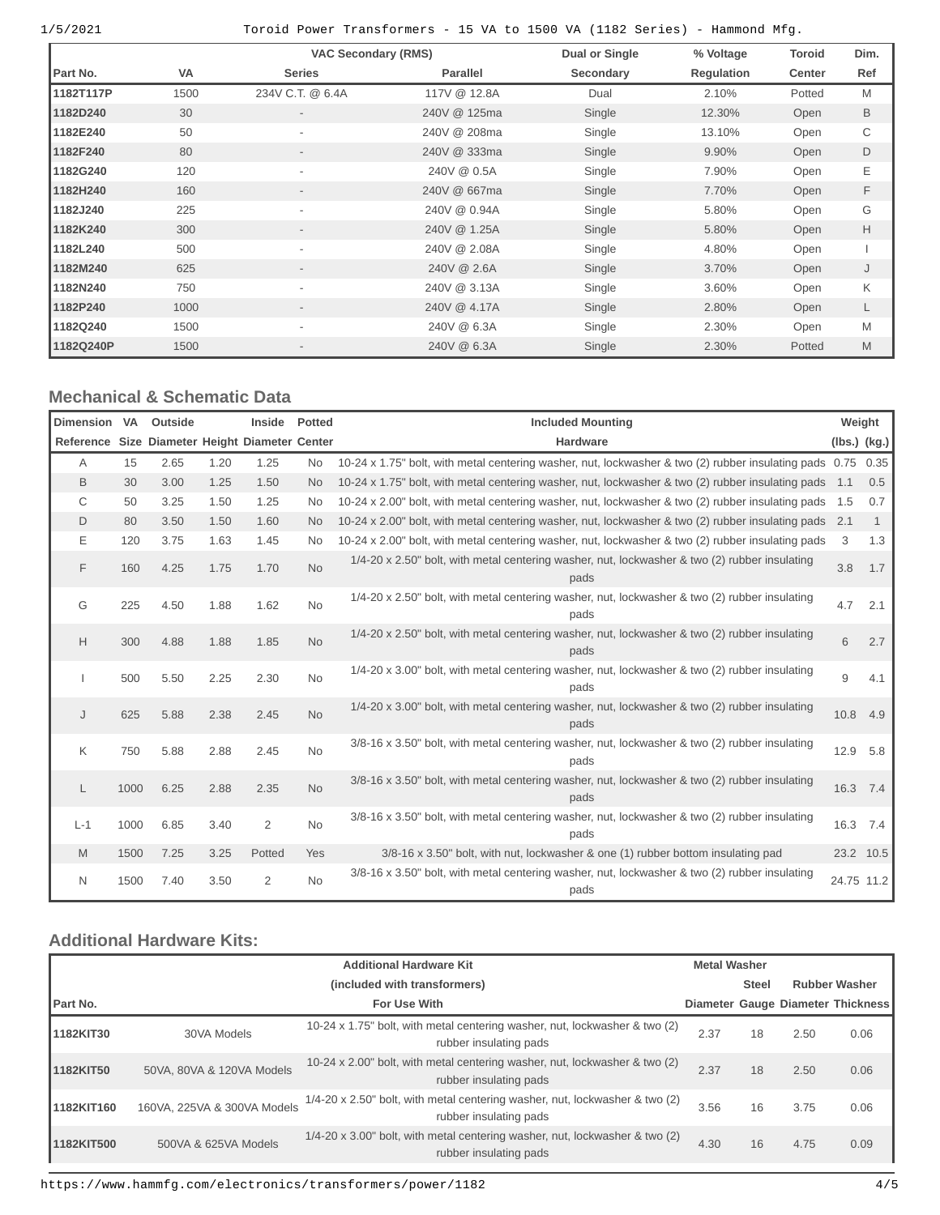| Part No. | VA | VAC Secondary (RMS) Series | Parallel | Dual or Single Secondary | % Voltage Regulation | Toroid Center | Dim. Ref |
|---|---|---|---|---|---|---|---|
| 1182T117P | 1500 | 234V C.T. @ 6.4A | 117V @ 12.8A | Dual | 2.10% | Potted | M |
| 1182D240 | 30 | - | 240V @ 125ma | Single | 12.30% | Open | B |
| 1182E240 | 50 | - | 240V @ 208ma | Single | 13.10% | Open | C |
| 1182F240 | 80 | - | 240V @ 333ma | Single | 9.90% | Open | D |
| 1182G240 | 120 | - | 240V @ 0.5A | Single | 7.90% | Open | E |
| 1182H240 | 160 | - | 240V @ 667ma | Single | 7.70% | Open | F |
| 1182J240 | 225 | - | 240V @ 0.94A | Single | 5.80% | Open | G |
| 1182K240 | 300 | - | 240V @ 1.25A | Single | 5.80% | Open | H |
| 1182L240 | 500 | - | 240V @ 2.08A | Single | 4.80% | Open | I |
| 1182M240 | 625 | - | 240V @ 2.6A | Single | 3.70% | Open | J |
| 1182N240 | 750 | - | 240V @ 3.13A | Single | 3.60% | Open | K |
| 1182P240 | 1000 | - | 240V @ 4.17A | Single | 2.80% | Open | L |
| 1182Q240 | 1500 | - | 240V @ 6.3A | Single | 2.30% | Open | M |
| 1182Q240P | 1500 | - | 240V @ 6.3A | Single | 2.30% | Potted | M |

## Mechanical & Schematic Data

| Dimension Reference | VA Size | Outside Diameter | Height | Inside Diameter | Potted Center | Included Mounting Hardware | Weight (lbs.) | (kg.) |
|---|---|---|---|---|---|---|---|---|
| A | 15 | 2.65 | 1.20 | 1.25 | No | 10-24 x 1.75" bolt, with metal centering washer, nut, lockwasher & two (2) rubber insulating pads | 0.75 | 0.35 |
| B | 30 | 3.00 | 1.25 | 1.50 | No | 10-24 x 1.75" bolt, with metal centering washer, nut, lockwasher & two (2) rubber insulating pads | 1.1 | 0.5 |
| C | 50 | 3.25 | 1.50 | 1.25 | No | 10-24 x 2.00" bolt, with metal centering washer, nut, lockwasher & two (2) rubber insulating pads | 1.5 | 0.7 |
| D | 80 | 3.50 | 1.50 | 1.60 | No | 10-24 x 2.00" bolt, with metal centering washer, nut, lockwasher & two (2) rubber insulating pads | 2.1 | 1 |
| E | 120 | 3.75 | 1.63 | 1.45 | No | 10-24 x 2.00" bolt, with metal centering washer, nut, lockwasher & two (2) rubber insulating pads | 3 | 1.3 |
| F | 160 | 4.25 | 1.75 | 1.70 | No | 1/4-20 x 2.50" bolt, with metal centering washer, nut, lockwasher & two (2) rubber insulating pads | 3.8 | 1.7 |
| G | 225 | 4.50 | 1.88 | 1.62 | No | 1/4-20 x 2.50" bolt, with metal centering washer, nut, lockwasher & two (2) rubber insulating pads | 4.7 | 2.1 |
| H | 300 | 4.88 | 1.88 | 1.85 | No | 1/4-20 x 2.50" bolt, with metal centering washer, nut, lockwasher & two (2) rubber insulating pads | 6 | 2.7 |
| I | 500 | 5.50 | 2.25 | 2.30 | No | 1/4-20 x 3.00" bolt, with metal centering washer, nut, lockwasher & two (2) rubber insulating pads | 9 | 4.1 |
| J | 625 | 5.88 | 2.38 | 2.45 | No | 1/4-20 x 3.00" bolt, with metal centering washer, nut, lockwasher & two (2) rubber insulating pads | 10.8 | 4.9 |
| K | 750 | 5.88 | 2.88 | 2.45 | No | 3/8-16 x 3.50" bolt, with metal centering washer, nut, lockwasher & two (2) rubber insulating pads | 12.9 | 5.8 |
| L | 1000 | 6.25 | 2.88 | 2.35 | No | 3/8-16 x 3.50" bolt, with metal centering washer, nut, lockwasher & two (2) rubber insulating pads | 16.3 | 7.4 |
| L-1 | 1000 | 6.85 | 3.40 | 2 | No | 3/8-16 x 3.50" bolt, with metal centering washer, nut, lockwasher & two (2) rubber insulating pads | 16.3 | 7.4 |
| M | 1500 | 7.25 | 3.25 | Potted | Yes | 3/8-16 x 3.50" bolt, with nut, lockwasher & one (1) rubber bottom insulating pad | 23.2 | 10.5 |
| N | 1500 | 7.40 | 3.50 | 2 | No | 3/8-16 x 3.50" bolt, with metal centering washer, nut, lockwasher & two (2) rubber insulating pads | 24.75 | 11.2 |

## Additional Hardware Kits:

| Part No. | For Use With | Additional Hardware Kit (included with transformers) | Metal Washer Diameter | Steel Gauge | Rubber Washer Diameter | Thickness |
|---|---|---|---|---|---|---|
| 1182KIT30 | 30VA Models | 10-24 x 1.75" bolt, with metal centering washer, nut, lockwasher & two (2) rubber insulating pads | 2.37 | 18 | 2.50 | 0.06 |
| 1182KIT50 | 50VA, 80VA & 120VA Models | 10-24 x 2.00" bolt, with metal centering washer, nut, lockwasher & two (2) rubber insulating pads | 2.37 | 18 | 2.50 | 0.06 |
| 1182KIT160 | 160VA, 225VA & 300VA Models | 1/4-20 x 2.50" bolt, with metal centering washer, nut, lockwasher & two (2) rubber insulating pads | 3.56 | 16 | 3.75 | 0.06 |
| 1182KIT500 | 500VA & 625VA Models | 1/4-20 x 3.00" bolt, with metal centering washer, nut, lockwasher & two (2) rubber insulating pads | 4.30 | 16 | 4.75 | 0.09 |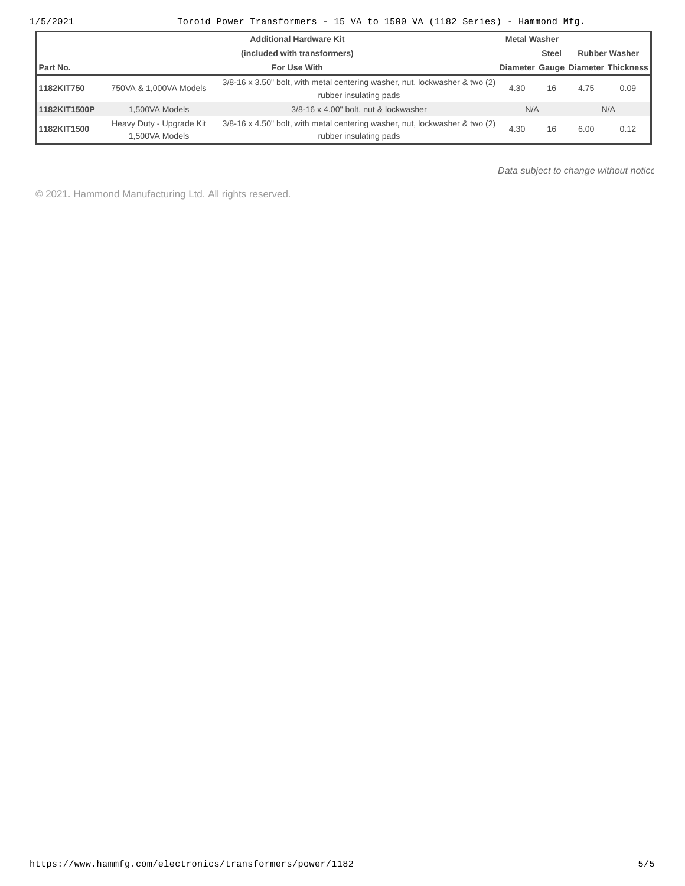| Part No. | Additional Hardware Kit (included with transformers) For Use With | | Metal Washer Diameter | Steel Gauge | Rubber Washer Diameter | Rubber Washer Thickness |
|---|---|---|---|---|---|---|
| **1182KIT750** | 750VA & 1,000VA Models | 3/8-16 x 3.50" bolt, with metal centering washer, nut, lockwasher & two (2) rubber insulating pads | 4.30 | 16 | 4.75 | 0.09 |
| **1182KIT1500P** | 1,500VA Models | 3/8-16 x 4.00" bolt, nut & lockwasher | N/A | | N/A | |
| **1182KIT1500** | Heavy Duty - Upgrade Kit 1,500VA Models | 3/8-16 x 4.50" bolt, with metal centering washer, nut, lockwasher & two (2) rubber insulating pads | 4.30 | 16 | 6.00 | 0.12 |

*Data subject to change without notice*

© 2021. Hammond Manufacturing Ltd. All rights reserved.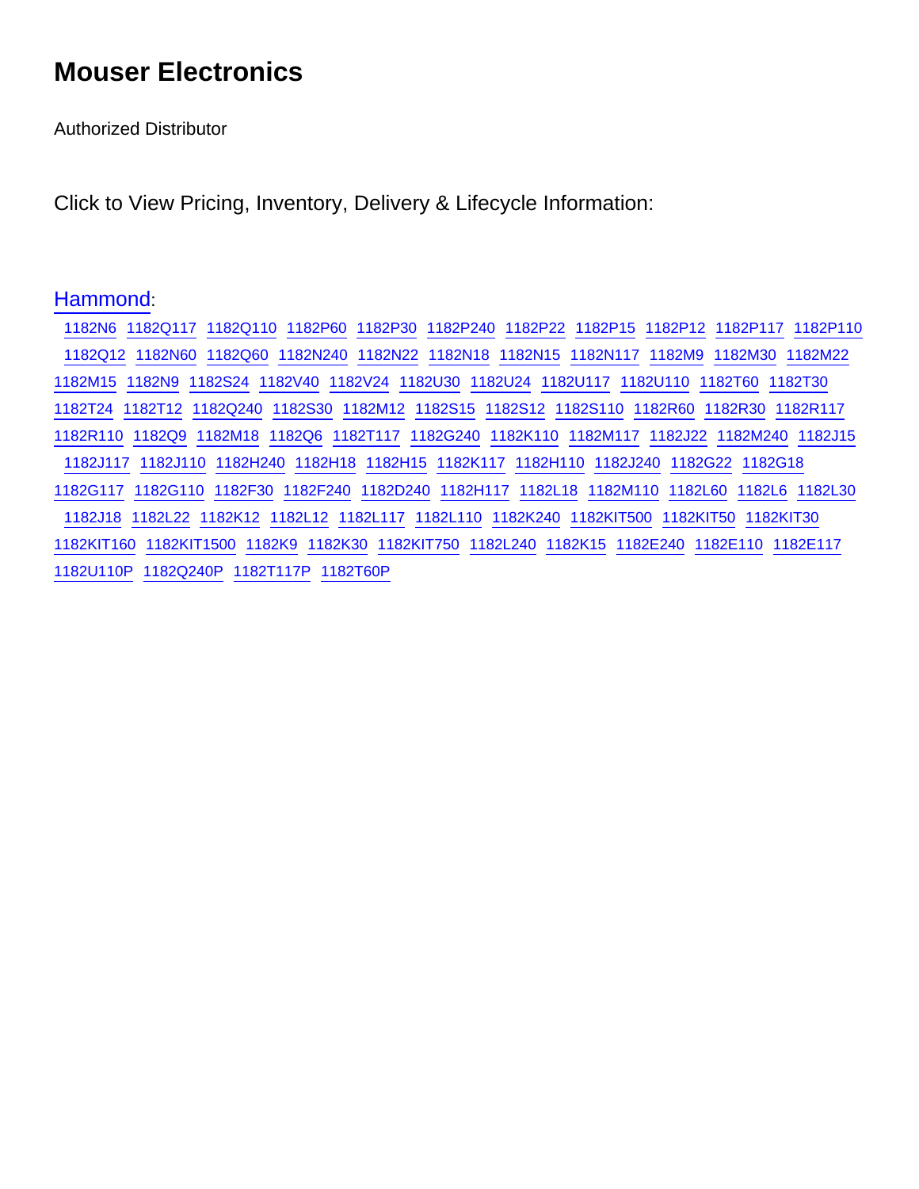# Mouser Electronics

Authorized Distributor

Click to View Pricing, Inventory, Delivery & Lifecycle Information:

Hammond:

1182N6 1182Q117 1182Q110 1182P60 1182P30 1182P240 1182P22 1182P15 1182P12 1182P117 1182P110 1182Q12 1182N60 1182Q60 1182N240 1182N22 1182N18 1182N15 1182N117 1182M9 1182M30 1182M22 1182M15 1182N9 1182S24 1182V40 1182V24 1182U30 1182U24 1182U117 1182U110 1182T60 1182T30 1182T24 1182T12 1182Q240 1182S30 1182M12 1182S15 1182S12 1182S110 1182R60 1182R30 1182R117 1182R110 1182Q9 1182M18 1182Q6 1182T117 1182G240 1182K110 1182M117 1182J22 1182M240 1182J15 1182J117 1182J110 1182H240 1182H18 1182H15 1182K117 1182H110 1182J240 1182G22 1182G18 1182G117 1182G110 1182F30 1182F240 1182D240 1182H117 1182L18 1182M110 1182L60 1182L6 1182L30 1182J18 1182L22 1182K12 1182L12 1182L117 1182L110 1182K240 1182KIT500 1182KIT50 1182KIT30 1182KIT160 1182KIT1500 1182K9 1182K30 1182KIT750 1182L240 1182K15 1182E240 1182E110 1182E117 1182U110P 1182Q240P 1182T117P 1182T60P